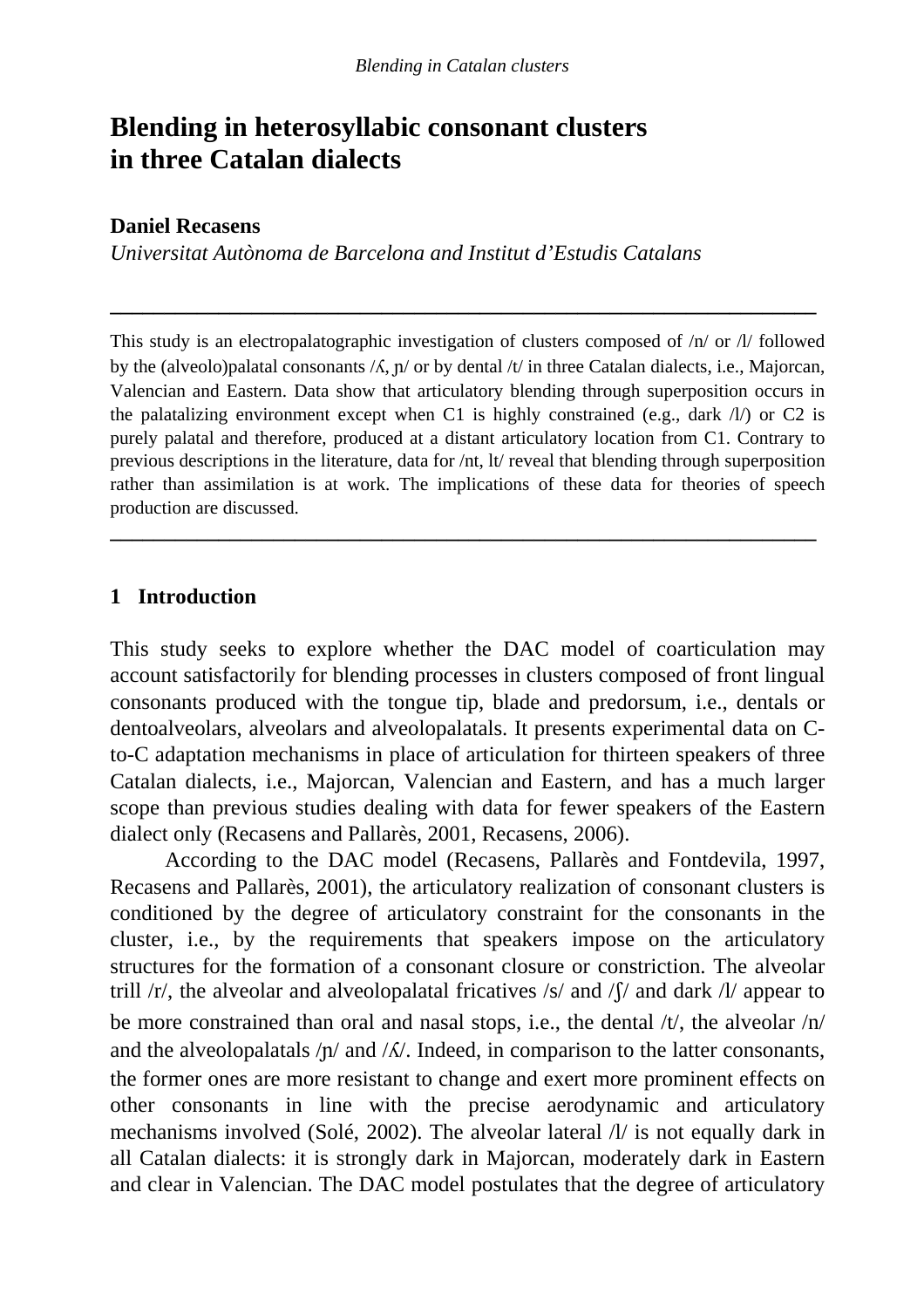# Blending in heterosyllabic consonant clusters in three Catalan dialects

**Daniel Recasens**

*Universitat Autònoma de Barcelona and Institut d'Estudis Catalans*

---

This study is an electropalatographic investigation of clusters composed of /n/ or /l/ followed by the (alveolo)palatal consonants /ʎ, ɲ/ or by dental /t/ in three Catalan dialects, i.e., Majorcan, Valencian and Eastern. Data show that articulatory blending through superposition occurs in the palatalizing environment except when C1 is highly constrained (e.g., dark /l/) or C2 is purely palatal and therefore, produced at a distant articulatory location from C1. Contrary to previous descriptions in the literature, data for /nt, lt/ reveal that blending through superposition rather than assimilation is at work. The implications of these data for theories of speech production are discussed.

---

## 1 Introduction

This study seeks to explore whether the DAC model of coarticulation may account satisfactorily for blending processes in clusters composed of front lingual consonants produced with the tongue tip, blade and predorsum, i.e., dentals or dentoalveolars, alveolars and alveolopalatals. It presents experimental data on C-to-C adaptation mechanisms in place of articulation for thirteen speakers of three Catalan dialects, i.e., Majorcan, Valencian and Eastern, and has a much larger scope than previous studies dealing with data for fewer speakers of the Eastern dialect only (Recasens and Pallarès, 2001, Recasens, 2006).

According to the DAC model (Recasens, Pallarès and Fontdevila, 1997, Recasens and Pallarès, 2001), the articulatory realization of consonant clusters is conditioned by the degree of articulatory constraint for the consonants in the cluster, i.e., by the requirements that speakers impose on the articulatory structures for the formation of a consonant closure or constriction. The alveolar trill /r/, the alveolar and alveolopalatal fricatives /s/ and /ʃ/ and dark /l/ appear to be more constrained than oral and nasal stops, i.e., the dental /t/, the alveolar /n/ and the alveolopalatals /ɲ/ and /ʎ/. Indeed, in comparison to the latter consonants, the former ones are more resistant to change and exert more prominent effects on other consonants in line with the precise aerodynamic and articulatory mechanisms involved (Solé, 2002). The alveolar lateral /l/ is not equally dark in all Catalan dialects: it is strongly dark in Majorcan, moderately dark in Eastern and clear in Valencian. The DAC model postulates that the degree of articulatory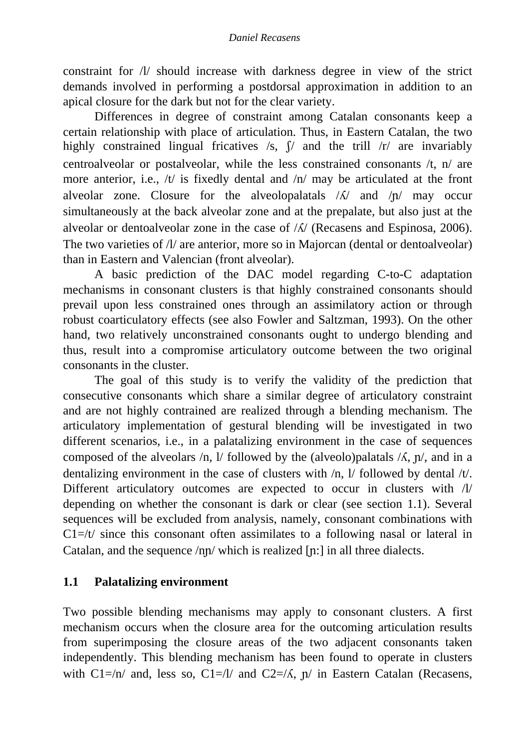constraint for /l/ should increase with darkness degree in view of the strict demands involved in performing a postdorsal approximation in addition to an apical closure for the dark but not for the clear variety.

Differences in degree of constraint among Catalan consonants keep a certain relationship with place of articulation. Thus, in Eastern Catalan, the two highly constrained lingual fricatives /s, ʃ/ and the trill /r/ are invariably centroalveolar or postalveolar, while the less constrained consonants /t, n/ are more anterior, i.e., /t/ is fixedly dental and /n/ may be articulated at the front alveolar zone. Closure for the alveolopalatals /ʎ/ and /ɲ/ may occur simultaneously at the back alveolar zone and at the prepalate, but also just at the alveolar or dentoalveolar zone in the case of /ʎ/ (Recasens and Espinosa, 2006). The two varieties of /l/ are anterior, more so in Majorcan (dental or dentoalveolar) than in Eastern and Valencian (front alveolar).

A basic prediction of the DAC model regarding C-to-C adaptation mechanisms in consonant clusters is that highly constrained consonants should prevail upon less constrained ones through an assimilatory action or through robust coarticulatory effects (see also Fowler and Saltzman, 1993). On the other hand, two relatively unconstrained consonants ought to undergo blending and thus, result into a compromise articulatory outcome between the two original consonants in the cluster.

The goal of this study is to verify the validity of the prediction that consecutive consonants which share a similar degree of articulatory constraint and are not highly contrained are realized through a blending mechanism. The articulatory implementation of gestural blending will be investigated in two different scenarios, i.e., in a palatalizing environment in the case of sequences composed of the alveolars /n, l/ followed by the (alveolo)palatals /ʎ, ɲ/, and in a dentalizing environment in the case of clusters with /n, l/ followed by dental /t/. Different articulatory outcomes are expected to occur in clusters with /l/ depending on whether the consonant is dark or clear (see section 1.1). Several sequences will be excluded from analysis, namely, consonant combinations with C1=/t/ since this consonant often assimilates to a following nasal or lateral in Catalan, and the sequence /nɲ/ which is realized [ɲː] in all three dialects.

## 1.1 Palatalizing environment

Two possible blending mechanisms may apply to consonant clusters. A first mechanism occurs when the closure area for the outcoming articulation results from superimposing the closure areas of the two adjacent consonants taken independently. This blending mechanism has been found to operate in clusters with C1=/n/ and, less so, C1=/l/ and C2=/ʎ, ɲ/ in Eastern Catalan (Recasens,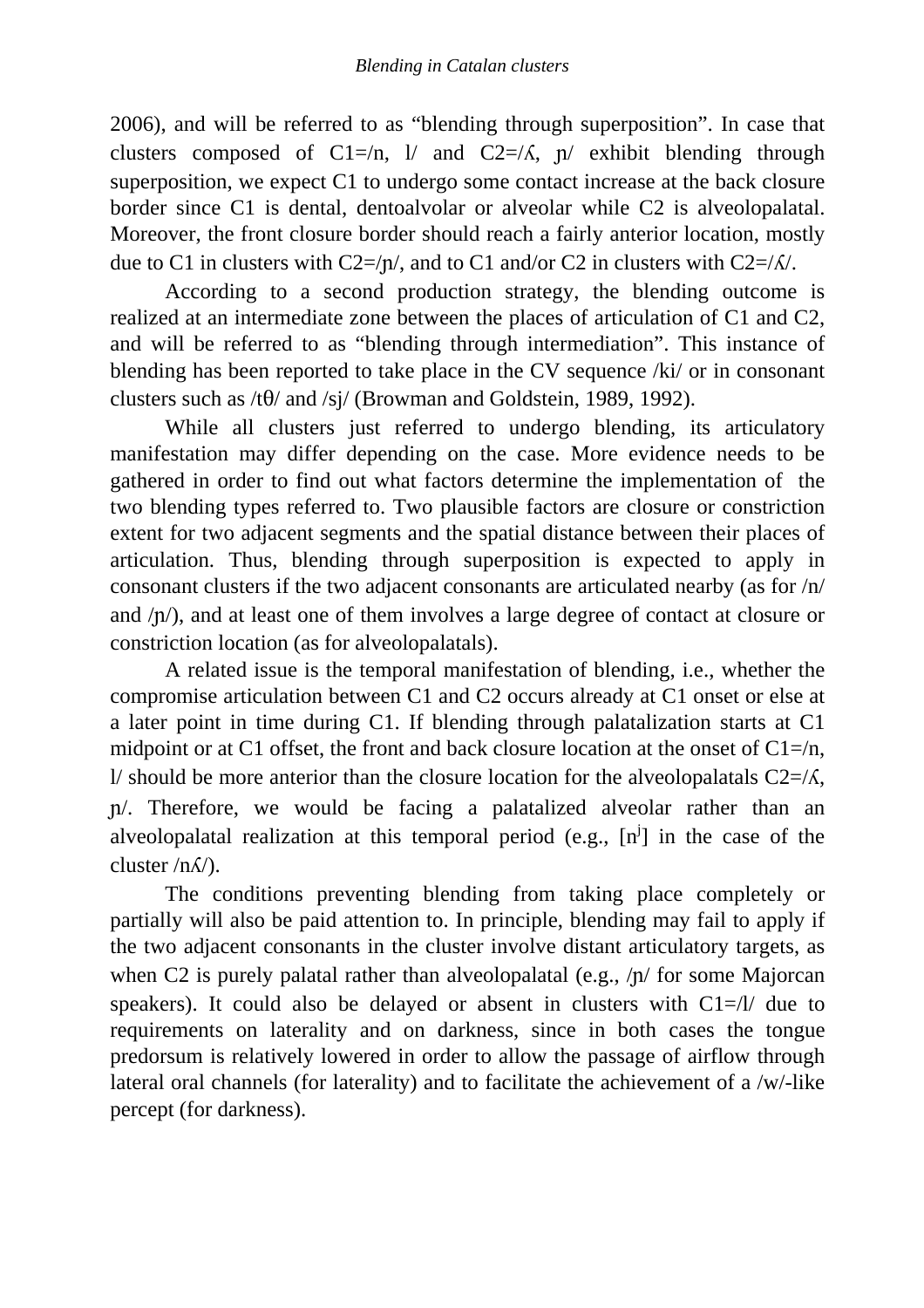2006), and will be referred to as “blending through superposition”. In case that clusters composed of C1=/n, l/ and C2=/ʎ, ɲ/ exhibit blending through superposition, we expect C1 to undergo some contact increase at the back closure border since C1 is dental, dentoalvolar or alveolar while C2 is alveolopalatal. Moreover, the front closure border should reach a fairly anterior location, mostly due to C1 in clusters with C2=/ɲ/, and to C1 and/or C2 in clusters with C2=/ʎ/.

According to a second production strategy, the blending outcome is realized at an intermediate zone between the places of articulation of C1 and C2, and will be referred to as “blending through intermediation”. This instance of blending has been reported to take place in the CV sequence /ki/ or in consonant clusters such as /tθ/ and /sj/ (Browman and Goldstein, 1989, 1992).

While all clusters just referred to undergo blending, its articulatory manifestation may differ depending on the case. More evidence needs to be gathered in order to find out what factors determine the implementation of the two blending types referred to. Two plausible factors are closure or constriction extent for two adjacent segments and the spatial distance between their places of articulation. Thus, blending through superposition is expected to apply in consonant clusters if the two adjacent consonants are articulated nearby (as for /n/ and /ɲ/), and at least one of them involves a large degree of contact at closure or constriction location (as for alveolopalatals).

A related issue is the temporal manifestation of blending, i.e., whether the compromise articulation between C1 and C2 occurs already at C1 onset or else at a later point in time during C1. If blending through palatalization starts at C1 midpoint or at C1 offset, the front and back closure location at the onset of C1=/n, l/ should be more anterior than the closure location for the alveolopalatals C2=/ʎ, ɲ/. Therefore, we would be facing a palatalized alveolar rather than an alveolopalatal realization at this temporal period (e.g., [nʲ] in the case of the cluster /nʎ/).

The conditions preventing blending from taking place completely or partially will also be paid attention to. In principle, blending may fail to apply if the two adjacent consonants in the cluster involve distant articulatory targets, as when C2 is purely palatal rather than alveolopalatal (e.g., /ɲ/ for some Majorcan speakers). It could also be delayed or absent in clusters with C1=/l/ due to requirements on laterality and on darkness, since in both cases the tongue predorsum is relatively lowered in order to allow the passage of airflow through lateral oral channels (for laterality) and to facilitate the achievement of a /w/-like percept (for darkness).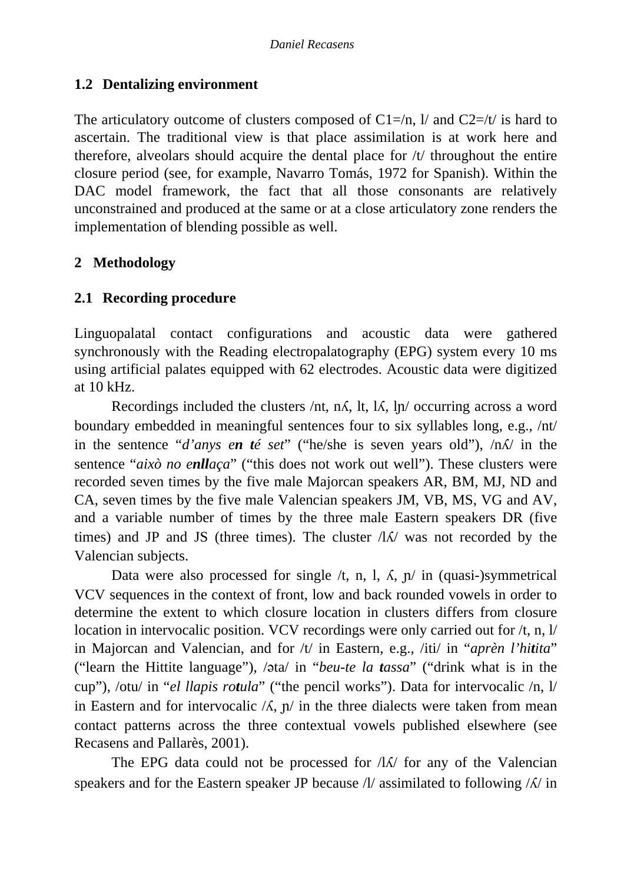### 1.2 Dentalizing environment

The articulatory outcome of clusters composed of C1=/n, l/ and C2=/t/ is hard to ascertain. The traditional view is that place assimilation is at work here and therefore, alveolars should acquire the dental place for /t/ throughout the entire closure period (see, for example, Navarro Tomás, 1972 for Spanish). Within the DAC model framework, the fact that all those consonants are relatively unconstrained and produced at the same or at a close articulatory zone renders the implementation of blending possible as well.

## 2 Methodology

### 2.1 Recording procedure

Linguopalatal contact configurations and acoustic data were gathered synchronously with the Reading electropalatography (EPG) system every 10 ms using artificial palates equipped with 62 electrodes. Acoustic data were digitized at 10 kHz.

Recordings included the clusters /nt, nʎ, lt, lʎ, lɲ/ occurring across a word boundary embedded in meaningful sentences four to six syllables long, e.g., /nt/ in the sentence "*d'anys e**n t**é set*" ("he/she is seven years old"), /nʎ/ in the sentence "*això no e**nll**aça*" ("this does not work out well"). These clusters were recorded seven times by the five male Majorcan speakers AR, BM, MJ, ND and CA, seven times by the five male Valencian speakers JM, VB, MS, VG and AV, and a variable number of times by the three male Eastern speakers DR (five times) and JP and JS (three times). The cluster /lʎ/ was not recorded by the Valencian subjects.

Data were also processed for single /t, n, l, ʎ, ɲ/ in (quasi-)symmetrical VCV sequences in the context of front, low and back rounded vowels in order to determine the extent to which closure location in clusters differs from closure location in intervocalic position. VCV recordings were only carried out for /t, n, l/ in Majorcan and Valencian, and for /t/ in Eastern, e.g., /iti/ in "*aprèn l'hi**t**ita*" ("learn the Hittite language"), /əta/ in "*beu-te la **t**assa*" ("drink what is in the cup"), /otu/ in "*el llapis ro**t**ula*" ("the pencil works"). Data for intervocalic /n, l/ in Eastern and for intervocalic /ʎ, ɲ/ in the three dialects were taken from mean contact patterns across the three contextual vowels published elsewhere (see Recasens and Pallarès, 2001).

The EPG data could not be processed for /lʎ/ for any of the Valencian speakers and for the Eastern speaker JP because /l/ assimilated to following /ʎ/ in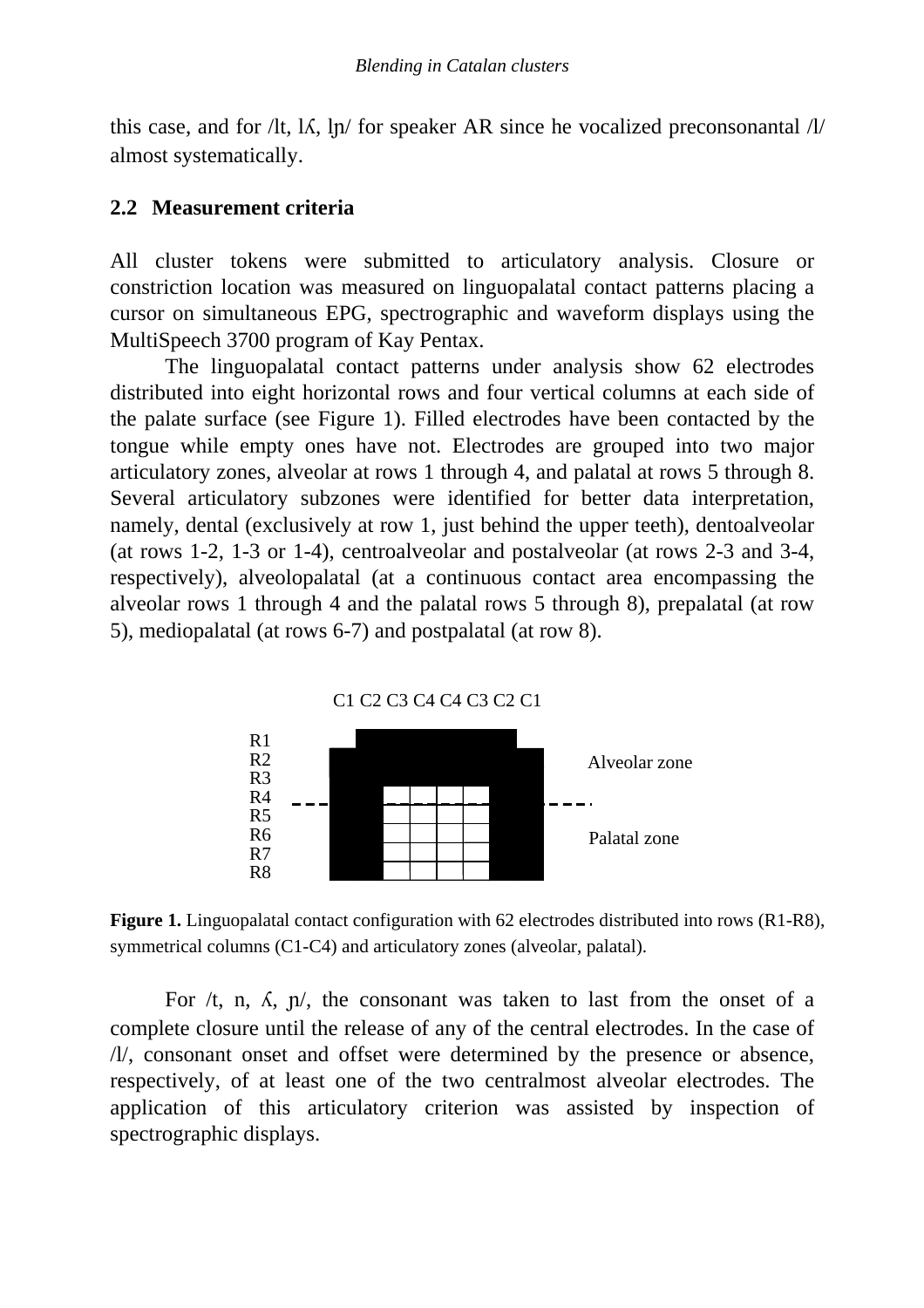this case, and for /lt, lʎ, lɲ/ for speaker AR since he vocalized preconsonantal /l/ almost systematically.

## 2.2 Measurement criteria

All cluster tokens were submitted to articulatory analysis. Closure or constriction location was measured on linguopalatal contact patterns placing a cursor on simultaneous EPG, spectrographic and waveform displays using the MultiSpeech 3700 program of Kay Pentax.

The linguopalatal contact patterns under analysis show 62 electrodes distributed into eight horizontal rows and four vertical columns at each side of the palate surface (see Figure 1). Filled electrodes have been contacted by the tongue while empty ones have not. Electrodes are grouped into two major articulatory zones, alveolar at rows 1 through 4, and palatal at rows 5 through 8. Several articulatory subzones were identified for better data interpretation, namely, dental (exclusively at row 1, just behind the upper teeth), dentoalveolar (at rows 1-2, 1-3 or 1-4), centroalveolar and postalveolar (at rows 2-3 and 3-4, respectively), alveolopalatal (at a continuous contact area encompassing the alveolar rows 1 through 4 and the palatal rows 5 through 8), prepalatal (at row 5), mediopalatal (at rows 6-7) and postpalatal (at row 8).

C1 C2 C3 C4 C4 C3 C2 C1

R1
R2
R3
R4
R5
R6
R7
R8

Alveolar zone

Palatal zone

**Figure 1.** Linguopalatal contact configuration with 62 electrodes distributed into rows (R1-R8), symmetrical columns (C1-C4) and articulatory zones (alveolar, palatal).

For /t, n, ʎ, ɲ/, the consonant was taken to last from the onset of a complete closure until the release of any of the central electrodes. In the case of /l/, consonant onset and offset were determined by the presence or absence, respectively, of at least one of the two centralmost alveolar electrodes. The application of this articulatory criterion was assisted by inspection of spectrographic displays.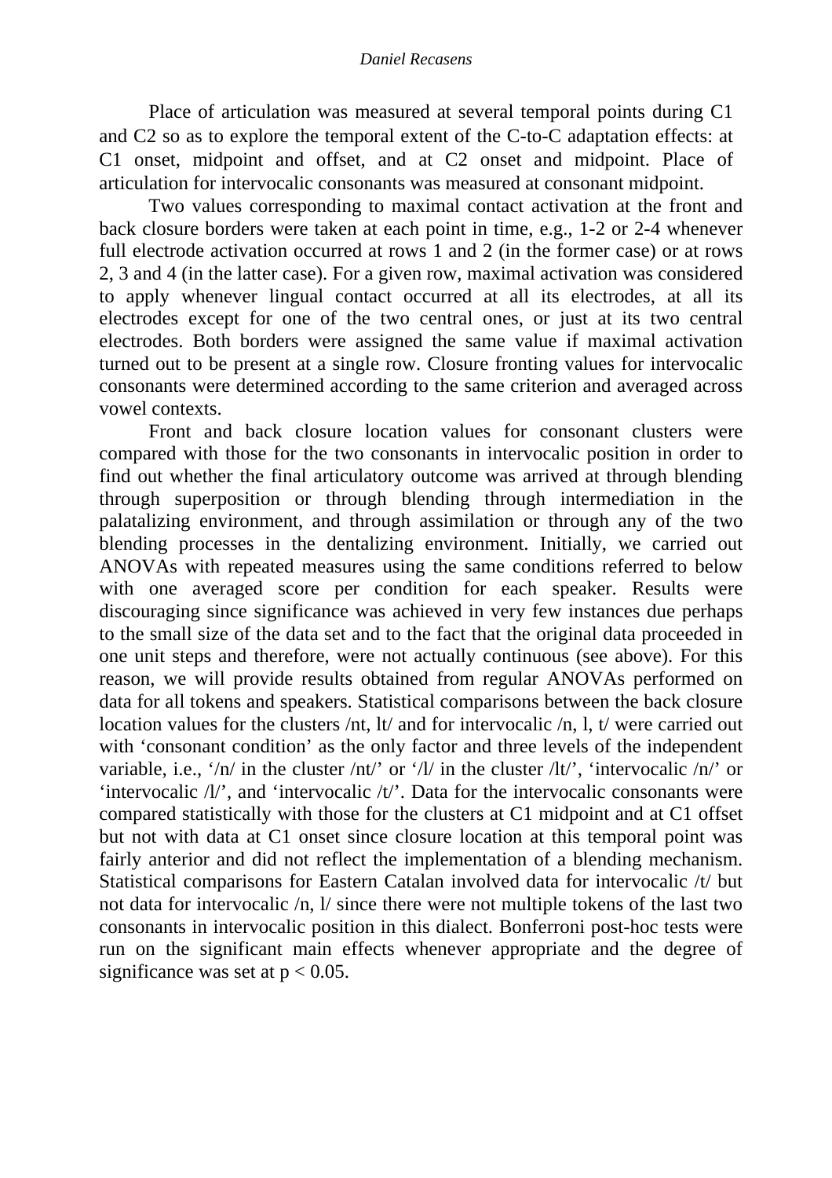Place of articulation was measured at several temporal points during C1 and C2 so as to explore the temporal extent of the C-to-C adaptation effects: at C1 onset, midpoint and offset, and at C2 onset and midpoint. Place of articulation for intervocalic consonants was measured at consonant midpoint.

Two values corresponding to maximal contact activation at the front and back closure borders were taken at each point in time, e.g., 1-2 or 2-4 whenever full electrode activation occurred at rows 1 and 2 (in the former case) or at rows 2, 3 and 4 (in the latter case). For a given row, maximal activation was considered to apply whenever lingual contact occurred at all its electrodes, at all its electrodes except for one of the two central ones, or just at its two central electrodes. Both borders were assigned the same value if maximal activation turned out to be present at a single row. Closure fronting values for intervocalic consonants were determined according to the same criterion and averaged across vowel contexts.

Front and back closure location values for consonant clusters were compared with those for the two consonants in intervocalic position in order to find out whether the final articulatory outcome was arrived at through blending through superposition or through blending through intermediation in the palatalizing environment, and through assimilation or through any of the two blending processes in the dentalizing environment. Initially, we carried out ANOVAs with repeated measures using the same conditions referred to below with one averaged score per condition for each speaker. Results were discouraging since significance was achieved in very few instances due perhaps to the small size of the data set and to the fact that the original data proceeded in one unit steps and therefore, were not actually continuous (see above). For this reason, we will provide results obtained from regular ANOVAs performed on data for all tokens and speakers. Statistical comparisons between the back closure location values for the clusters /nt, lt/ and for intervocalic /n, l, t/ were carried out with 'consonant condition' as the only factor and three levels of the independent variable, i.e., '/n/ in the cluster /nt/' or '/l/ in the cluster /lt/', 'intervocalic /n/' or 'intervocalic /l/', and 'intervocalic /t/'. Data for the intervocalic consonants were compared statistically with those for the clusters at C1 midpoint and at C1 offset but not with data at C1 onset since closure location at this temporal point was fairly anterior and did not reflect the implementation of a blending mechanism. Statistical comparisons for Eastern Catalan involved data for intervocalic /t/ but not data for intervocalic /n, l/ since there were not multiple tokens of the last two consonants in intervocalic position in this dialect. Bonferroni post-hoc tests were run on the significant main effects whenever appropriate and the degree of significance was set at $p < 0.05$.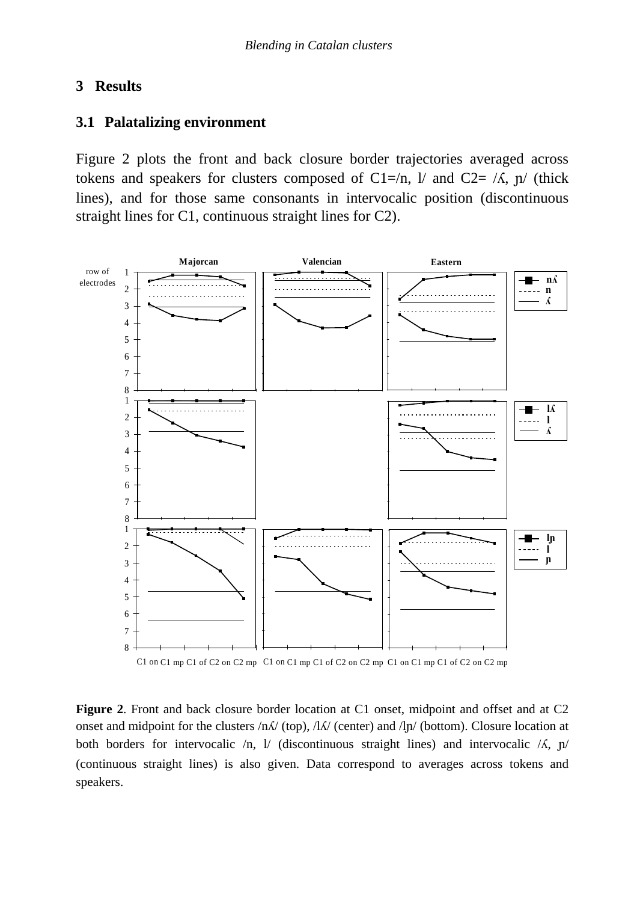## 3 Results

### 3.1 Palatalizing environment

Figure 2 plots the front and back closure border trajectories averaged across tokens and speakers for clusters composed of C1=/n, l/ and C2= /ʎ, ɲ/ (thick lines), and for those same consonants in intervocalic position (discontinuous straight lines for C1, continuous straight lines for C2).

**Figure 2**. Front and back closure border location at C1 onset, midpoint and offset and at C2 onset and midpoint for the clusters /nʎ/ (top), /lʎ/ (center) and /lɲ/ (bottom). Closure location at both borders for intervocalic /n, l/ (discontinuous straight lines) and intervocalic /ʎ, ɲ/ (continuous straight lines) is also given. Data correspond to averages across tokens and speakers.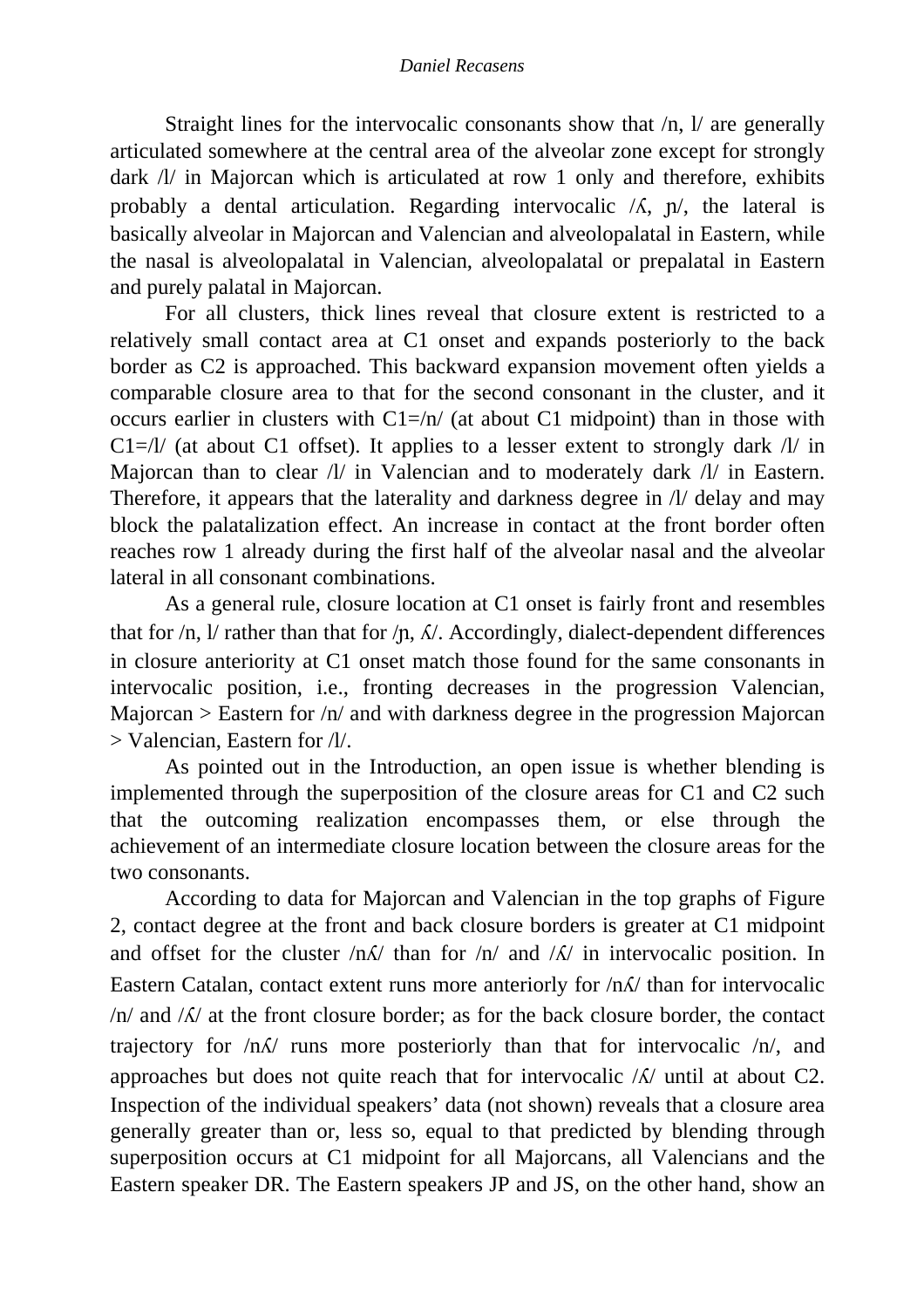Straight lines for the intervocalic consonants show that /n, l/ are generally articulated somewhere at the central area of the alveolar zone except for strongly dark /l/ in Majorcan which is articulated at row 1 only and therefore, exhibits probably a dental articulation. Regarding intervocalic /ʎ, ɲ/, the lateral is basically alveolar in Majorcan and Valencian and alveolopalatal in Eastern, while the nasal is alveolopalatal in Valencian, alveolopalatal or prepalatal in Eastern and purely palatal in Majorcan.

For all clusters, thick lines reveal that closure extent is restricted to a relatively small contact area at C1 onset and expands posteriorly to the back border as C2 is approached. This backward expansion movement often yields a comparable closure area to that for the second consonant in the cluster, and it occurs earlier in clusters with C1=/n/ (at about C1 midpoint) than in those with C1=/l/ (at about C1 offset). It applies to a lesser extent to strongly dark /l/ in Majorcan than to clear /l/ in Valencian and to moderately dark /l/ in Eastern. Therefore, it appears that the laterality and darkness degree in /l/ delay and may block the palatalization effect. An increase in contact at the front border often reaches row 1 already during the first half of the alveolar nasal and the alveolar lateral in all consonant combinations.

As a general rule, closure location at C1 onset is fairly front and resembles that for /n, l/ rather than that for /ɲ, ʎ/. Accordingly, dialect-dependent differences in closure anteriority at C1 onset match those found for the same consonants in intervocalic position, i.e., fronting decreases in the progression Valencian, Majorcan > Eastern for /n/ and with darkness degree in the progression Majorcan > Valencian, Eastern for /l/.

As pointed out in the Introduction, an open issue is whether blending is implemented through the superposition of the closure areas for C1 and C2 such that the outcoming realization encompasses them, or else through the achievement of an intermediate closure location between the closure areas for the two consonants.

According to data for Majorcan and Valencian in the top graphs of Figure 2, contact degree at the front and back closure borders is greater at C1 midpoint and offset for the cluster /nʎ/ than for /n/ and /ʎ/ in intervocalic position. In Eastern Catalan, contact extent runs more anteriorly for /nʎ/ than for intervocalic /n/ and /ʎ/ at the front closure border; as for the back closure border, the contact trajectory for /nʎ/ runs more posteriorly than that for intervocalic /n/, and approaches but does not quite reach that for intervocalic /ʎ/ until at about C2. Inspection of the individual speakers' data (not shown) reveals that a closure area generally greater than or, less so, equal to that predicted by blending through superposition occurs at C1 midpoint for all Majorcans, all Valencians and the Eastern speaker DR. The Eastern speakers JP and JS, on the other hand, show an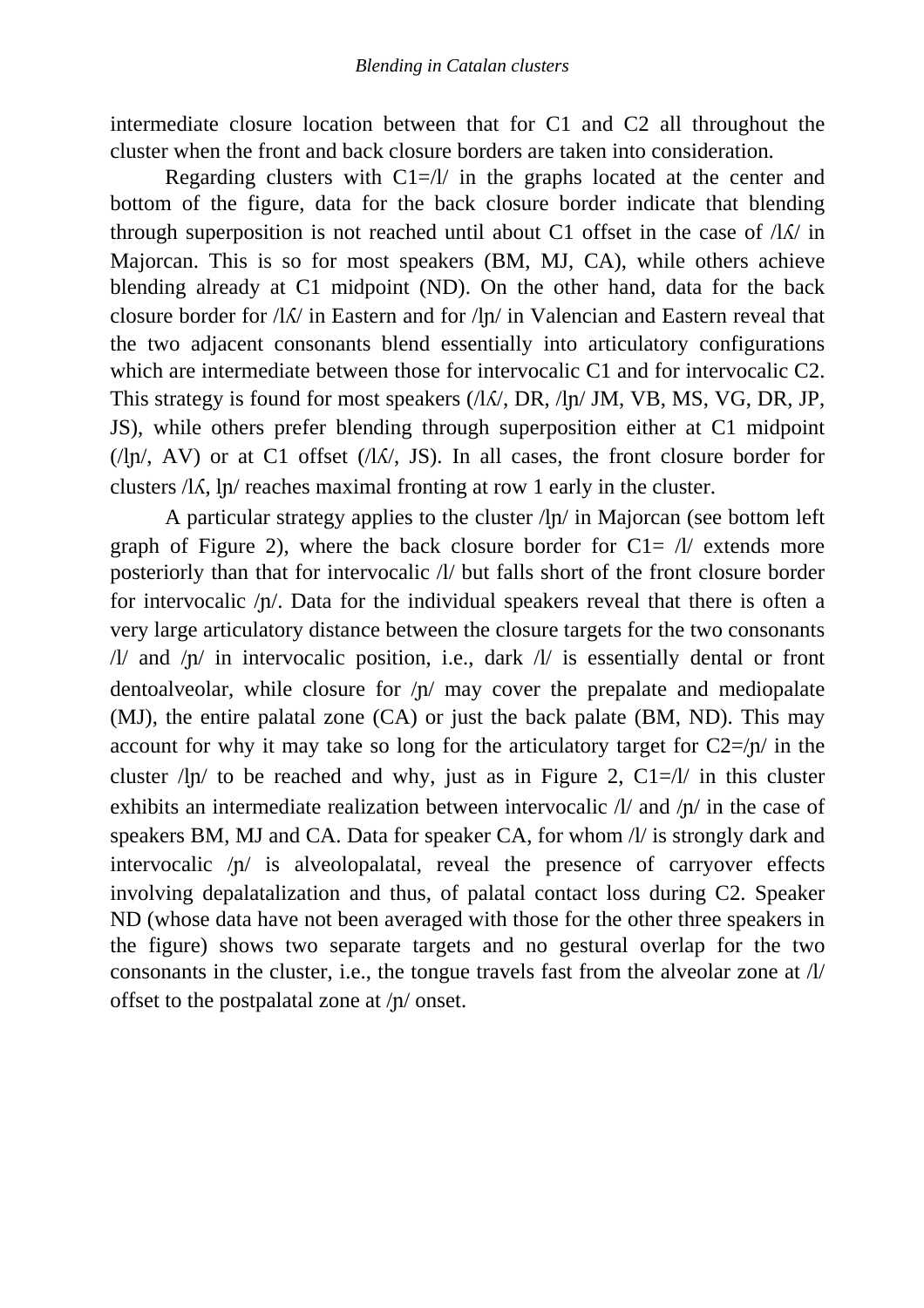intermediate closure location between that for C1 and C2 all throughout the cluster when the front and back closure borders are taken into consideration.

Regarding clusters with C1=/l/ in the graphs located at the center and bottom of the figure, data for the back closure border indicate that blending through superposition is not reached until about C1 offset in the case of /lʎ/ in Majorcan. This is so for most speakers (BM, MJ, CA), while others achieve blending already at C1 midpoint (ND). On the other hand, data for the back closure border for /lʎ/ in Eastern and for /lɲ/ in Valencian and Eastern reveal that the two adjacent consonants blend essentially into articulatory configurations which are intermediate between those for intervocalic C1 and for intervocalic C2. This strategy is found for most speakers (/lʎ/, DR, /lɲ/ JM, VB, MS, VG, DR, JP, JS), while others prefer blending through superposition either at C1 midpoint (/lɲ/, AV) or at C1 offset (/lʎ/, JS). In all cases, the front closure border for clusters /lʎ, lɲ/ reaches maximal fronting at row 1 early in the cluster.

A particular strategy applies to the cluster /lɲ/ in Majorcan (see bottom left graph of Figure 2), where the back closure border for C1= /l/ extends more posteriorly than that for intervocalic /l/ but falls short of the front closure border for intervocalic /ɲ/. Data for the individual speakers reveal that there is often a very large articulatory distance between the closure targets for the two consonants /l/ and /ɲ/ in intervocalic position, i.e., dark /l/ is essentially dental or front dentoalveolar, while closure for /ɲ/ may cover the prepalate and mediopalate (MJ), the entire palatal zone (CA) or just the back palate (BM, ND). This may account for why it may take so long for the articulatory target for C2=/ɲ/ in the cluster /lɲ/ to be reached and why, just as in Figure 2, C1=/l/ in this cluster exhibits an intermediate realization between intervocalic /l/ and /ɲ/ in the case of speakers BM, MJ and CA. Data for speaker CA, for whom /l/ is strongly dark and intervocalic /ɲ/ is alveolopalatal, reveal the presence of carryover effects involving depalatalization and thus, of palatal contact loss during C2. Speaker ND (whose data have not been averaged with those for the other three speakers in the figure) shows two separate targets and no gestural overlap for the two consonants in the cluster, i.e., the tongue travels fast from the alveolar zone at /l/ offset to the postpalatal zone at /ɲ/ onset.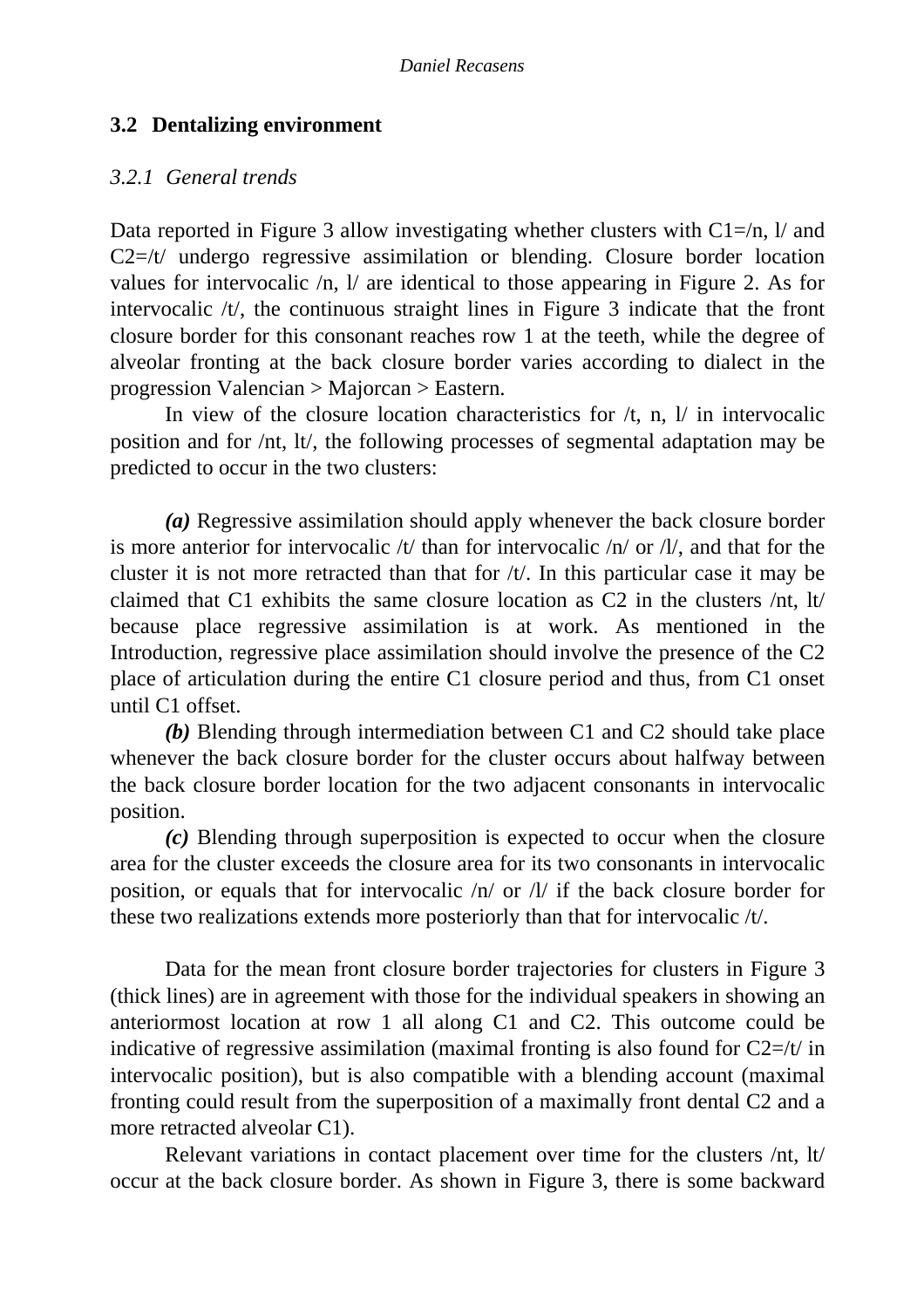## 3.2 Dentalizing environment

### *3.2.1 General trends*

Data reported in Figure 3 allow investigating whether clusters with C1=/n, l/ and C2=/t/ undergo regressive assimilation or blending. Closure border location values for intervocalic /n, l/ are identical to those appearing in Figure 2. As for intervocalic /t/, the continuous straight lines in Figure 3 indicate that the front closure border for this consonant reaches row 1 at the teeth, while the degree of alveolar fronting at the back closure border varies according to dialect in the progression Valencian > Majorcan > Eastern.

In view of the closure location characteristics for /t, n, l/ in intervocalic position and for /nt, lt/, the following processes of segmental adaptation may be predicted to occur in the two clusters:

***(a)*** Regressive assimilation should apply whenever the back closure border is more anterior for intervocalic /t/ than for intervocalic /n/ or /l/, and that for the cluster it is not more retracted than that for /t/. In this particular case it may be claimed that C1 exhibits the same closure location as C2 in the clusters /nt, lt/ because place regressive assimilation is at work. As mentioned in the Introduction, regressive place assimilation should involve the presence of the C2 place of articulation during the entire C1 closure period and thus, from C1 onset until C1 offset.

***(b)*** Blending through intermediation between C1 and C2 should take place whenever the back closure border for the cluster occurs about halfway between the back closure border location for the two adjacent consonants in intervocalic position.

***(c)*** Blending through superposition is expected to occur when the closure area for the cluster exceeds the closure area for its two consonants in intervocalic position, or equals that for intervocalic /n/ or /l/ if the back closure border for these two realizations extends more posteriorly than that for intervocalic /t/.

Data for the mean front closure border trajectories for clusters in Figure 3 (thick lines) are in agreement with those for the individual speakers in showing an anteriormost location at row 1 all along C1 and C2. This outcome could be indicative of regressive assimilation (maximal fronting is also found for C2=/t/ in intervocalic position), but is also compatible with a blending account (maximal fronting could result from the superposition of a maximally front dental C2 and a more retracted alveolar C1).

Relevant variations in contact placement over time for the clusters /nt, lt/ occur at the back closure border. As shown in Figure 3, there is some backward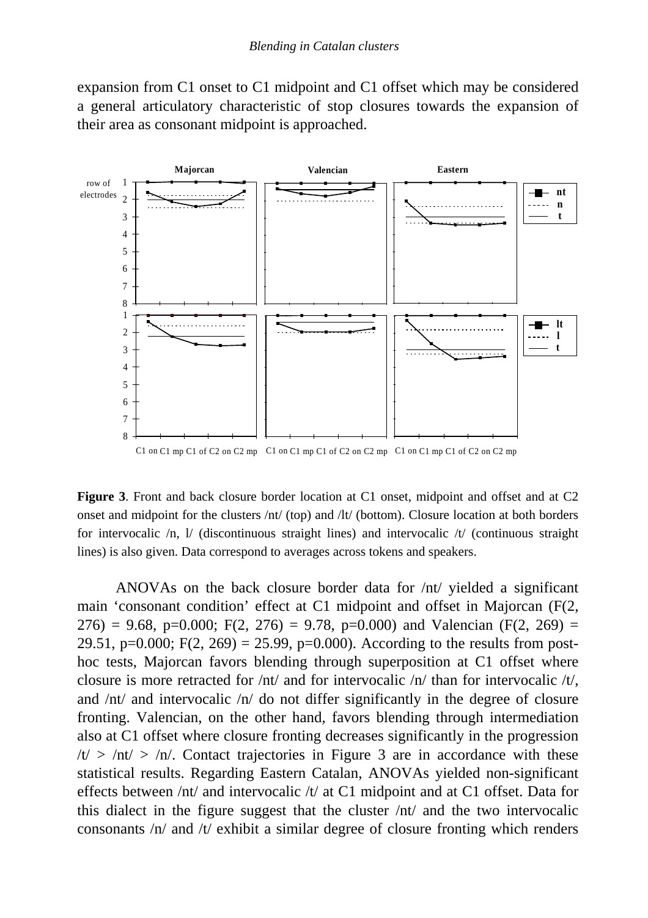expansion from C1 onset to C1 midpoint and C1 offset which may be considered a general articulatory characteristic of stop closures towards the expansion of their area as consonant midpoint is approached.

**Figure 3**. Front and back closure border location at C1 onset, midpoint and offset and at C2 onset and midpoint for the clusters /nt/ (top) and /lt/ (bottom). Closure location at both borders for intervocalic /n, l/ (discontinuous straight lines) and intervocalic /t/ (continuous straight lines) is also given. Data correspond to averages across tokens and speakers.

ANOVAs on the back closure border data for /nt/ yielded a significant main 'consonant condition' effect at C1 midpoint and offset in Majorcan ($F(2, 276) = 9.68$, $p=0.000$; $F(2, 276) = 9.78$, $p=0.000$) and Valencian ($F(2, 269) = 29.51$, $p=0.000$; $F(2, 269) = 25.99$, $p=0.000$). According to the results from post-hoc tests, Majorcan favors blending through superposition at C1 offset where closure is more retracted for /nt/ and for intervocalic /n/ than for intervocalic /t/, and /nt/ and intervocalic /n/ do not differ significantly in the degree of closure fronting. Valencian, on the other hand, favors blending through intermediation also at C1 offset where closure fronting decreases significantly in the progression /t/ > /nt/ > /n/. Contact trajectories in Figure 3 are in accordance with these statistical results. Regarding Eastern Catalan, ANOVAs yielded non-significant effects between /nt/ and intervocalic /t/ at C1 midpoint and at C1 offset. Data for this dialect in the figure suggest that the cluster /nt/ and the two intervocalic consonants /n/ and /t/ exhibit a similar degree of closure fronting which renders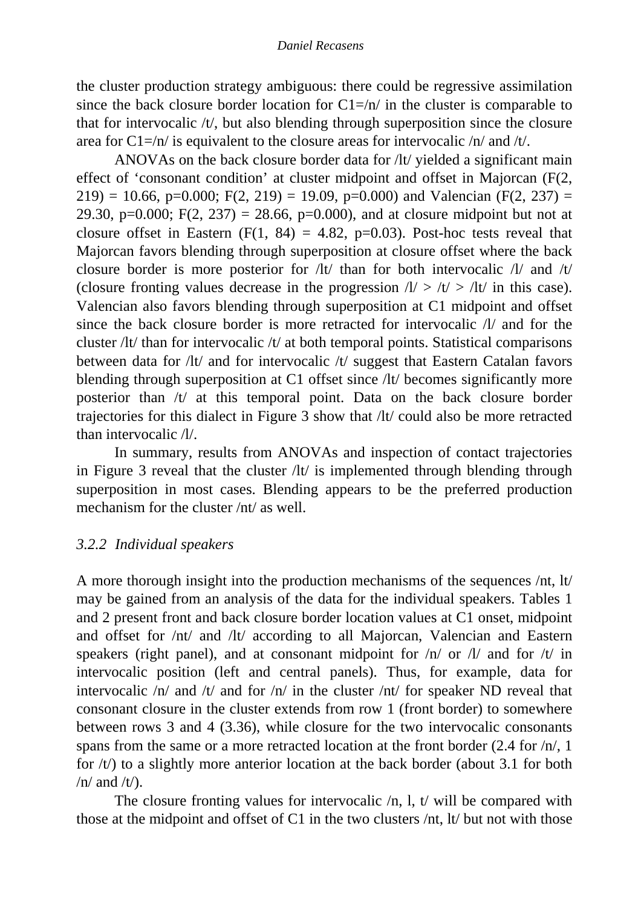the cluster production strategy ambiguous: there could be regressive assimilation since the back closure border location for C1=/n/ in the cluster is comparable to that for intervocalic /t/, but also blending through superposition since the closure area for C1=/n/ is equivalent to the closure areas for intervocalic /n/ and /t/.

ANOVAs on the back closure border data for /lt/ yielded a significant main effect of 'consonant condition' at cluster midpoint and offset in Majorcan ($F(2, 219) = 10.66$, $p=0.000$; $F(2, 219) = 19.09$, $p=0.000$) and Valencian ($F(2, 237) = 29.30$, $p=0.000$; $F(2, 237) = 28.66$, $p=0.000$), and at closure midpoint but not at closure offset in Eastern ($F(1, 84) = 4.82$, $p=0.03$). Post-hoc tests reveal that Majorcan favors blending through superposition at closure offset where the back closure border is more posterior for /lt/ than for both intervocalic /l/ and /t/ (closure fronting values decrease in the progression /l/ > /t/ > /lt/ in this case). Valencian also favors blending through superposition at C1 midpoint and offset since the back closure border is more retracted for intervocalic /l/ and for the cluster /lt/ than for intervocalic /t/ at both temporal points. Statistical comparisons between data for /lt/ and for intervocalic /t/ suggest that Eastern Catalan favors blending through superposition at C1 offset since /lt/ becomes significantly more posterior than /t/ at this temporal point. Data on the back closure border trajectories for this dialect in Figure 3 show that /lt/ could also be more retracted than intervocalic /l/.

In summary, results from ANOVAs and inspection of contact trajectories in Figure 3 reveal that the cluster /lt/ is implemented through blending through superposition in most cases. Blending appears to be the preferred production mechanism for the cluster /nt/ as well.

### 3.2.2 *Individual speakers*

A more thorough insight into the production mechanisms of the sequences /nt, lt/ may be gained from an analysis of the data for the individual speakers. Tables 1 and 2 present front and back closure border location values at C1 onset, midpoint and offset for /nt/ and /lt/ according to all Majorcan, Valencian and Eastern speakers (right panel), and at consonant midpoint for /n/ or /l/ and for /t/ in intervocalic position (left and central panels). Thus, for example, data for intervocalic /n/ and /t/ and for /n/ in the cluster /nt/ for speaker ND reveal that consonant closure in the cluster extends from row 1 (front border) to somewhere between rows 3 and 4 (3.36), while closure for the two intervocalic consonants spans from the same or a more retracted location at the front border (2.4 for /n/, 1 for /t/) to a slightly more anterior location at the back border (about 3.1 for both /n/ and /t/).

The closure fronting values for intervocalic /n, l, t/ will be compared with those at the midpoint and offset of C1 in the two clusters /nt, lt/ but not with those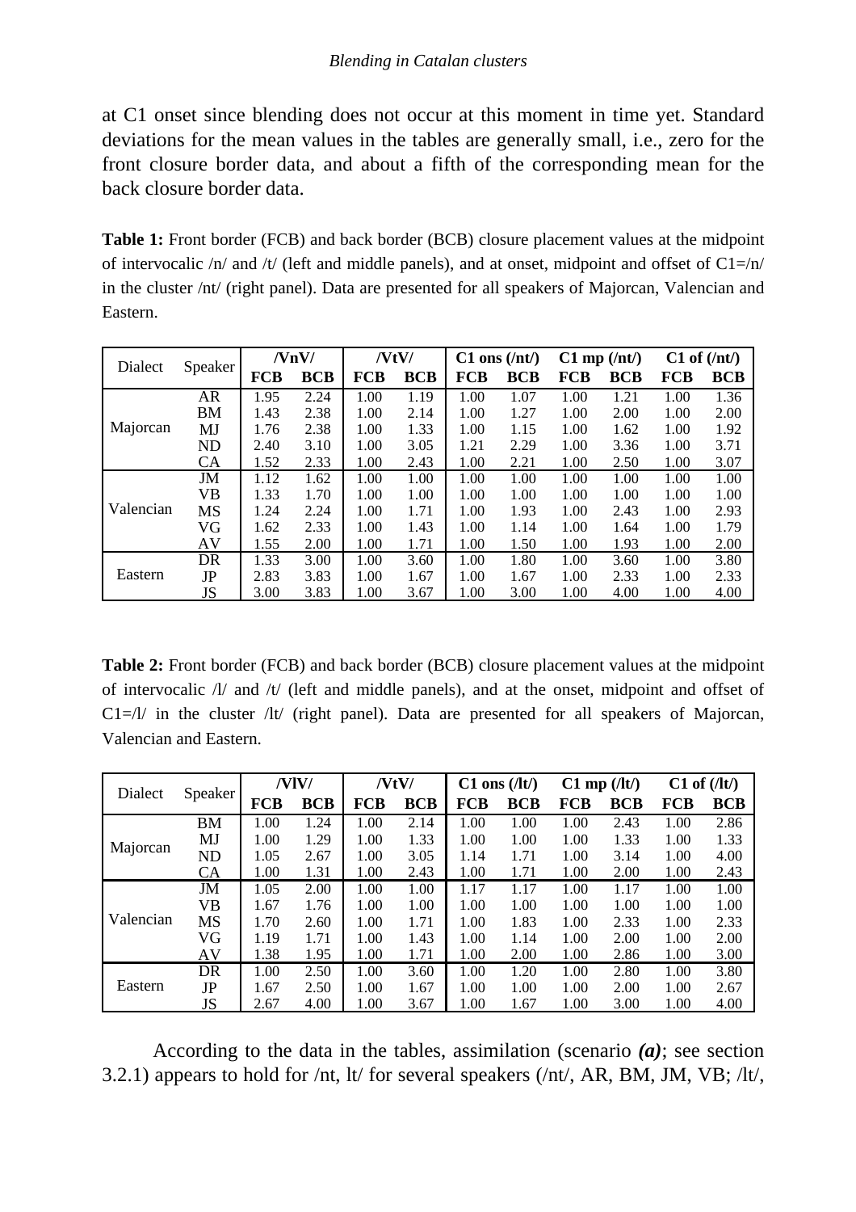at C1 onset since blending does not occur at this moment in time yet. Standard deviations for the mean values in the tables are generally small, i.e., zero for the front closure border data, and about a fifth of the corresponding mean for the back closure border data.

**Table 1:** Front border (FCB) and back border (BCB) closure placement values at the midpoint of intervocalic /n/ and /t/ (left and middle panels), and at onset, midpoint and offset of C1=/n/ in the cluster /nt/ (right panel). Data are presented for all speakers of Majorcan, Valencian and Eastern.

| Dialect | Speaker | /VnV/ | | /VtV/ | | C1 ons (/nt/) | | C1 mp (/nt/) | | C1 of (/nt/) | |
|---|---|---|---|---|---|---|---|---|---|---|---|
| | | **FCB** | **BCB** | **FCB** | **BCB** | **FCB** | **BCB** | **FCB** | **BCB** | **FCB** | **BCB** |
| Majorcan | AR | 1.95 | 2.24 | 1.00 | 1.19 | 1.00 | 1.07 | 1.00 | 1.21 | 1.00 | 1.36 |
| | BM | 1.43 | 2.38 | 1.00 | 2.14 | 1.00 | 1.27 | 1.00 | 2.00 | 1.00 | 2.00 |
| | MJ | 1.76 | 2.38 | 1.00 | 1.33 | 1.00 | 1.15 | 1.00 | 1.62 | 1.00 | 1.92 |
| | ND | 2.40 | 3.10 | 1.00 | 3.05 | 1.21 | 2.29 | 1.00 | 3.36 | 1.00 | 3.71 |
| | CA | 1.52 | 2.33 | 1.00 | 2.43 | 1.00 | 2.21 | 1.00 | 2.50 | 1.00 | 3.07 |
| Valencian | JM | 1.12 | 1.62 | 1.00 | 1.00 | 1.00 | 1.00 | 1.00 | 1.00 | 1.00 | 1.00 |
| | VB | 1.33 | 1.70 | 1.00 | 1.00 | 1.00 | 1.00 | 1.00 | 1.00 | 1.00 | 1.00 |
| | MS | 1.24 | 2.24 | 1.00 | 1.71 | 1.00 | 1.93 | 1.00 | 2.43 | 1.00 | 2.93 |
| | VG | 1.62 | 2.33 | 1.00 | 1.43 | 1.00 | 1.14 | 1.00 | 1.64 | 1.00 | 1.79 |
| | AV | 1.55 | 2.00 | 1.00 | 1.71 | 1.00 | 1.50 | 1.00 | 1.93 | 1.00 | 2.00 |
| Eastern | DR | 1.33 | 3.00 | 1.00 | 3.60 | 1.00 | 1.80 | 1.00 | 3.60 | 1.00 | 3.80 |
| | JP | 2.83 | 3.83 | 1.00 | 1.67 | 1.00 | 1.67 | 1.00 | 2.33 | 1.00 | 2.33 |
| | JS | 3.00 | 3.83 | 1.00 | 3.67 | 1.00 | 3.00 | 1.00 | 4.00 | 1.00 | 4.00 |

**Table 2:** Front border (FCB) and back border (BCB) closure placement values at the midpoint of intervocalic /l/ and /t/ (left and middle panels), and at the onset, midpoint and offset of C1=/l/ in the cluster /lt/ (right panel). Data are presented for all speakers of Majorcan, Valencian and Eastern.

| Dialect | Speaker | /VlV/ | | /VtV/ | | C1 ons (/lt/) | | C1 mp (/lt/) | | C1 of (/lt/) | |
|---|---|---|---|---|---|---|---|---|---|---|---|
| | | **FCB** | **BCB** | **FCB** | **BCB** | **FCB** | **BCB** | **FCB** | **BCB** | **FCB** | **BCB** |
| Majorcan | BM | 1.00 | 1.24 | 1.00 | 2.14 | 1.00 | 1.00 | 1.00 | 2.43 | 1.00 | 2.86 |
| | MJ | 1.00 | 1.29 | 1.00 | 1.33 | 1.00 | 1.00 | 1.00 | 1.33 | 1.00 | 1.33 |
| | ND | 1.05 | 2.67 | 1.00 | 3.05 | 1.14 | 1.71 | 1.00 | 3.14 | 1.00 | 4.00 |
| | CA | 1.00 | 1.31 | 1.00 | 2.43 | 1.00 | 1.71 | 1.00 | 2.00 | 1.00 | 2.43 |
| Valencian | JM | 1.05 | 2.00 | 1.00 | 1.00 | 1.17 | 1.17 | 1.00 | 1.17 | 1.00 | 1.00 |
| | VB | 1.67 | 1.76 | 1.00 | 1.00 | 1.00 | 1.00 | 1.00 | 1.00 | 1.00 | 1.00 |
| | MS | 1.70 | 2.60 | 1.00 | 1.71 | 1.00 | 1.83 | 1.00 | 2.33 | 1.00 | 2.33 |
| | VG | 1.19 | 1.71 | 1.00 | 1.43 | 1.00 | 1.14 | 1.00 | 2.00 | 1.00 | 2.00 |
| | AV | 1.38 | 1.95 | 1.00 | 1.71 | 1.00 | 2.00 | 1.00 | 2.86 | 1.00 | 3.00 |
| Eastern | DR | 1.00 | 2.50 | 1.00 | 3.60 | 1.00 | 1.20 | 1.00 | 2.80 | 1.00 | 3.80 |
| | JP | 1.67 | 2.50 | 1.00 | 1.67 | 1.00 | 1.00 | 1.00 | 2.00 | 1.00 | 2.67 |
| | JS | 2.67 | 4.00 | 1.00 | 3.67 | 1.00 | 1.67 | 1.00 | 3.00 | 1.00 | 4.00 |

According to the data in the tables, assimilation (scenario ***(a)***; see section 3.2.1) appears to hold for /nt, lt/ for several speakers (/nt/, AR, BM, JM, VB; /lt/,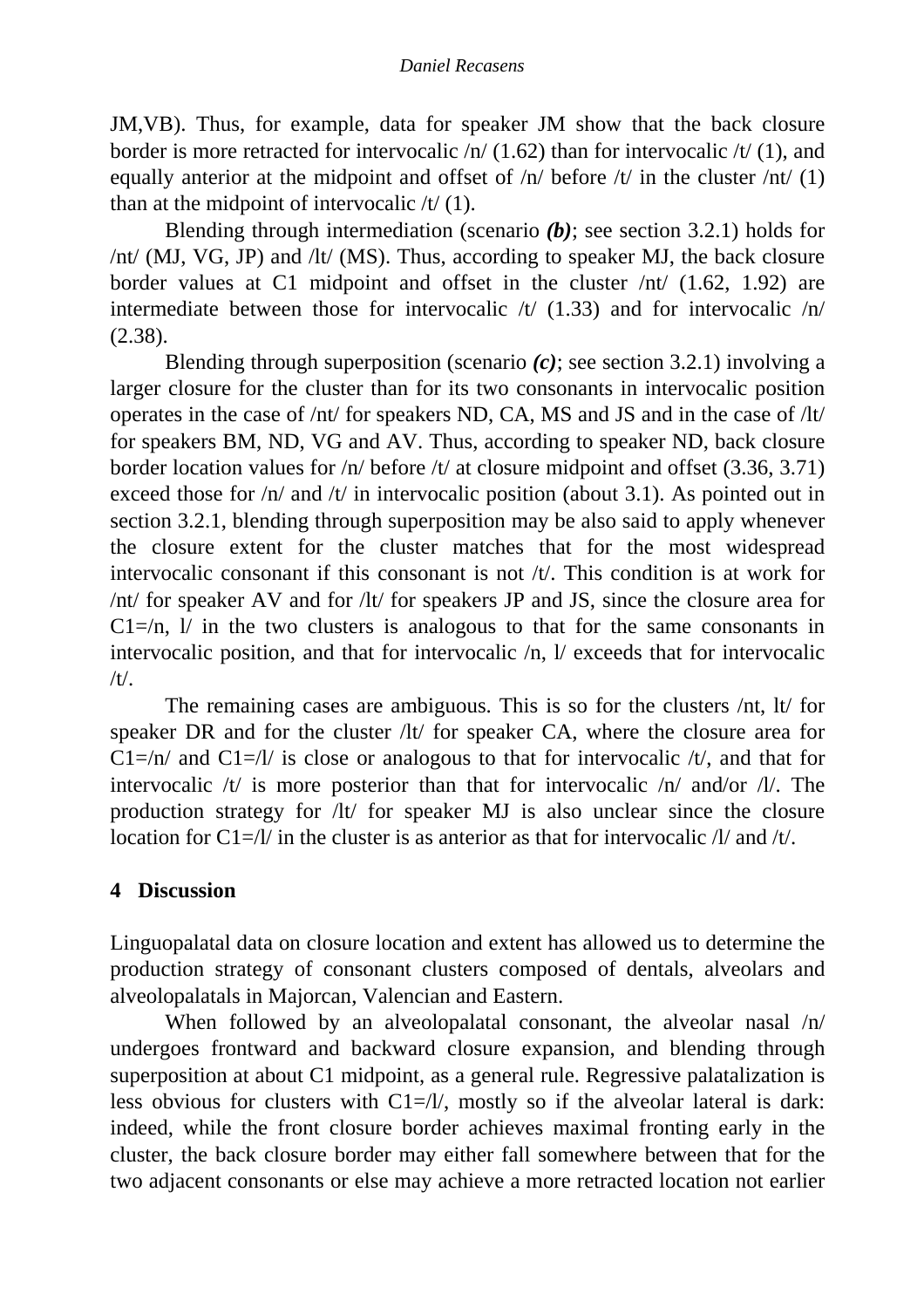JM,VB). Thus, for example, data for speaker JM show that the back closure border is more retracted for intervocalic /n/ (1.62) than for intervocalic /t/ (1), and equally anterior at the midpoint and offset of /n/ before /t/ in the cluster /nt/ (1) than at the midpoint of intervocalic /t/ (1).

Blending through intermediation (scenario ***(b)***; see section 3.2.1) holds for /nt/ (MJ, VG, JP) and /lt/ (MS). Thus, according to speaker MJ, the back closure border values at C1 midpoint and offset in the cluster /nt/ (1.62, 1.92) are intermediate between those for intervocalic /t/ (1.33) and for intervocalic /n/ (2.38).

Blending through superposition (scenario ***(c)***; see section 3.2.1) involving a larger closure for the cluster than for its two consonants in intervocalic position operates in the case of /nt/ for speakers ND, CA, MS and JS and in the case of /lt/ for speakers BM, ND, VG and AV. Thus, according to speaker ND, back closure border location values for /n/ before /t/ at closure midpoint and offset (3.36, 3.71) exceed those for /n/ and /t/ in intervocalic position (about 3.1). As pointed out in section 3.2.1, blending through superposition may be also said to apply whenever the closure extent for the cluster matches that for the most widespread intervocalic consonant if this consonant is not /t/. This condition is at work for /nt/ for speaker AV and for /lt/ for speakers JP and JS, since the closure area for C1=/n, l/ in the two clusters is analogous to that for the same consonants in intervocalic position, and that for intervocalic /n, l/ exceeds that for intervocalic /t/.

The remaining cases are ambiguous. This is so for the clusters /nt, lt/ for speaker DR and for the cluster /lt/ for speaker CA, where the closure area for C1=/n/ and C1=/l/ is close or analogous to that for intervocalic /t/, and that for intervocalic /t/ is more posterior than that for intervocalic /n/ and/or /l/. The production strategy for /lt/ for speaker MJ is also unclear since the closure location for C1=/l/ in the cluster is as anterior as that for intervocalic /l/ and /t/.

## 4 Discussion

Linguopalatal data on closure location and extent has allowed us to determine the production strategy of consonant clusters composed of dentals, alveolars and alveolopalatals in Majorcan, Valencian and Eastern.

When followed by an alveolopalatal consonant, the alveolar nasal /n/ undergoes frontward and backward closure expansion, and blending through superposition at about C1 midpoint, as a general rule. Regressive palatalization is less obvious for clusters with C1=/l/, mostly so if the alveolar lateral is dark: indeed, while the front closure border achieves maximal fronting early in the cluster, the back closure border may either fall somewhere between that for the two adjacent consonants or else may achieve a more retracted location not earlier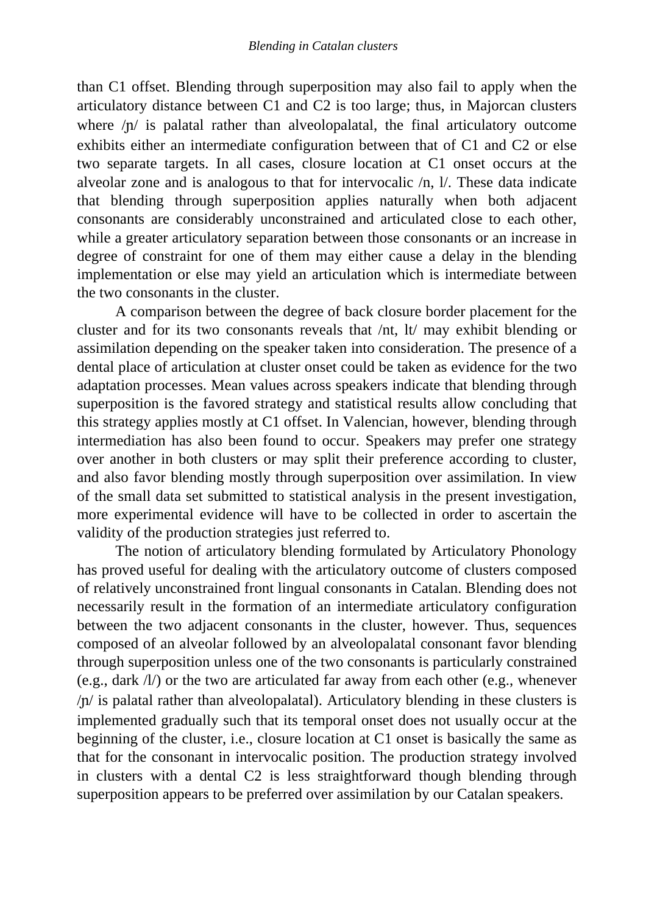than C1 offset. Blending through superposition may also fail to apply when the articulatory distance between C1 and C2 is too large; thus, in Majorcan clusters where /ɲ/ is palatal rather than alveolopalatal, the final articulatory outcome exhibits either an intermediate configuration between that of C1 and C2 or else two separate targets. In all cases, closure location at C1 onset occurs at the alveolar zone and is analogous to that for intervocalic /n, l/. These data indicate that blending through superposition applies naturally when both adjacent consonants are considerably unconstrained and articulated close to each other, while a greater articulatory separation between those consonants or an increase in degree of constraint for one of them may either cause a delay in the blending implementation or else may yield an articulation which is intermediate between the two consonants in the cluster.

A comparison between the degree of back closure border placement for the cluster and for its two consonants reveals that /nt, lt/ may exhibit blending or assimilation depending on the speaker taken into consideration. The presence of a dental place of articulation at cluster onset could be taken as evidence for the two adaptation processes. Mean values across speakers indicate that blending through superposition is the favored strategy and statistical results allow concluding that this strategy applies mostly at C1 offset. In Valencian, however, blending through intermediation has also been found to occur. Speakers may prefer one strategy over another in both clusters or may split their preference according to cluster, and also favor blending mostly through superposition over assimilation. In view of the small data set submitted to statistical analysis in the present investigation, more experimental evidence will have to be collected in order to ascertain the validity of the production strategies just referred to.

The notion of articulatory blending formulated by Articulatory Phonology has proved useful for dealing with the articulatory outcome of clusters composed of relatively unconstrained front lingual consonants in Catalan. Blending does not necessarily result in the formation of an intermediate articulatory configuration between the two adjacent consonants in the cluster, however. Thus, sequences composed of an alveolar followed by an alveolopalatal consonant favor blending through superposition unless one of the two consonants is particularly constrained (e.g., dark /l/) or the two are articulated far away from each other (e.g., whenever /ɲ/ is palatal rather than alveolopalatal). Articulatory blending in these clusters is implemented gradually such that its temporal onset does not usually occur at the beginning of the cluster, i.e., closure location at C1 onset is basically the same as that for the consonant in intervocalic position. The production strategy involved in clusters with a dental C2 is less straightforward though blending through superposition appears to be preferred over assimilation by our Catalan speakers.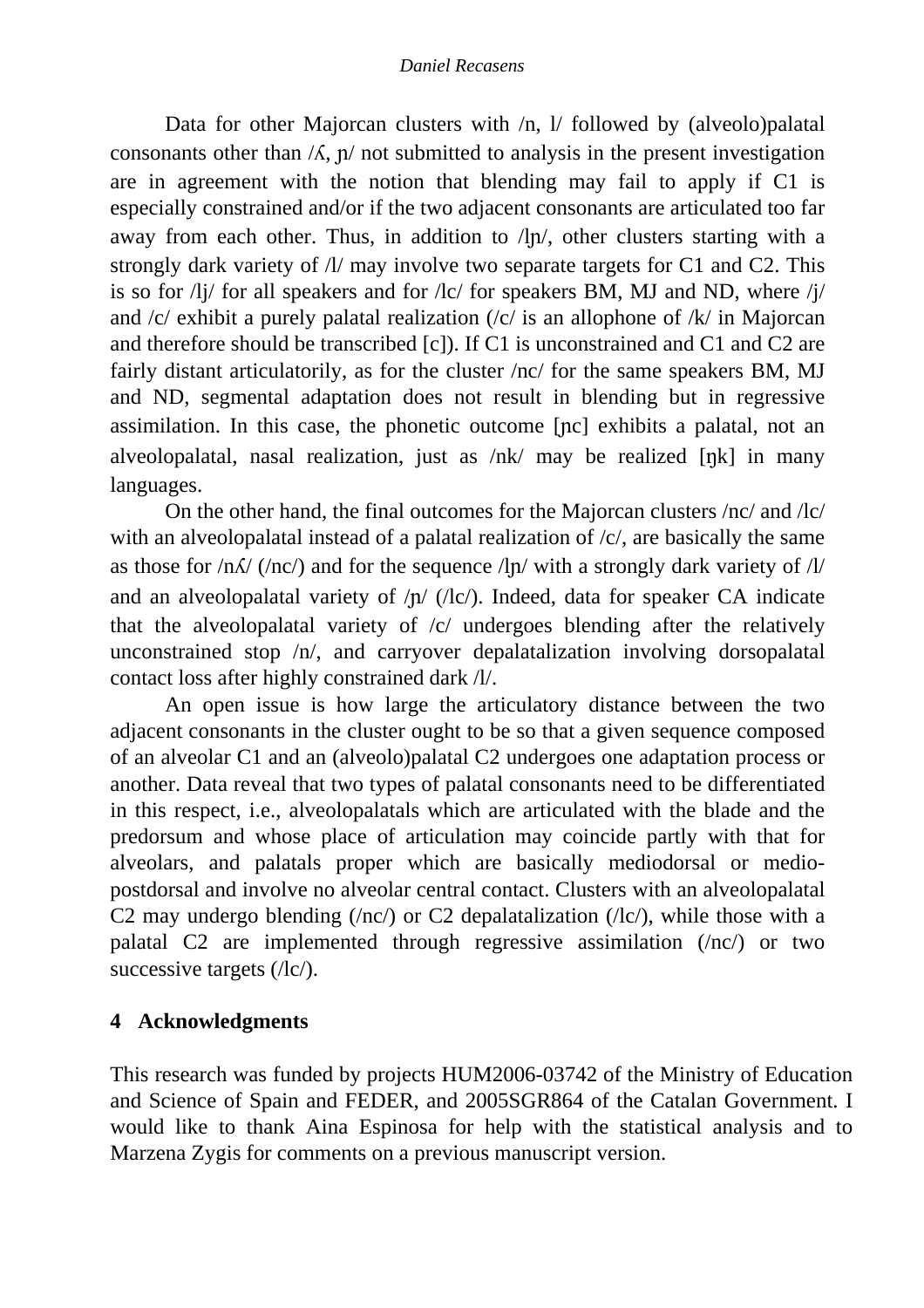Data for other Majorcan clusters with /n, l/ followed by (alveolo)palatal consonants other than /ʎ, ɲ/ not submitted to analysis in the present investigation are in agreement with the notion that blending may fail to apply if C1 is especially constrained and/or if the two adjacent consonants are articulated too far away from each other. Thus, in addition to /lɲ/, other clusters starting with a strongly dark variety of /l/ may involve two separate targets for C1 and C2. This is so for /lj/ for all speakers and for /lc/ for speakers BM, MJ and ND, where /j/ and /c/ exhibit a purely palatal realization (/c/ is an allophone of /k/ in Majorcan and therefore should be transcribed [c]). If C1 is unconstrained and C1 and C2 are fairly distant articulatorily, as for the cluster /nc/ for the same speakers BM, MJ and ND, segmental adaptation does not result in blending but in regressive assimilation. In this case, the phonetic outcome [ɲc] exhibits a palatal, not an alveolopalatal, nasal realization, just as /nk/ may be realized [ŋk] in many languages.

On the other hand, the final outcomes for the Majorcan clusters /nc/ and /lc/ with an alveolopalatal instead of a palatal realization of /c/, are basically the same as those for /nʎ/ (/nc/) and for the sequence /lɲ/ with a strongly dark variety of /l/ and an alveolopalatal variety of /ɲ/ (/lc/). Indeed, data for speaker CA indicate that the alveolopalatal variety of /c/ undergoes blending after the relatively unconstrained stop /n/, and carryover depalatalization involving dorsopalatal contact loss after highly constrained dark /l/.

An open issue is how large the articulatory distance between the two adjacent consonants in the cluster ought to be so that a given sequence composed of an alveolar C1 and an (alveolo)palatal C2 undergoes one adaptation process or another. Data reveal that two types of palatal consonants need to be differentiated in this respect, i.e., alveolopalatals which are articulated with the blade and the predorsum and whose place of articulation may coincide partly with that for alveolars, and palatals proper which are basically mediodorsal or medio-postdorsal and involve no alveolar central contact. Clusters with an alveolopalatal C2 may undergo blending (/nc/) or C2 depalatalization (/lc/), while those with a palatal C2 are implemented through regressive assimilation (/nc/) or two successive targets (/lc/).

## 4 Acknowledgments

This research was funded by projects HUM2006-03742 of the Ministry of Education and Science of Spain and FEDER, and 2005SGR864 of the Catalan Government. I would like to thank Aina Espinosa for help with the statistical analysis and to Marzena Zygis for comments on a previous manuscript version.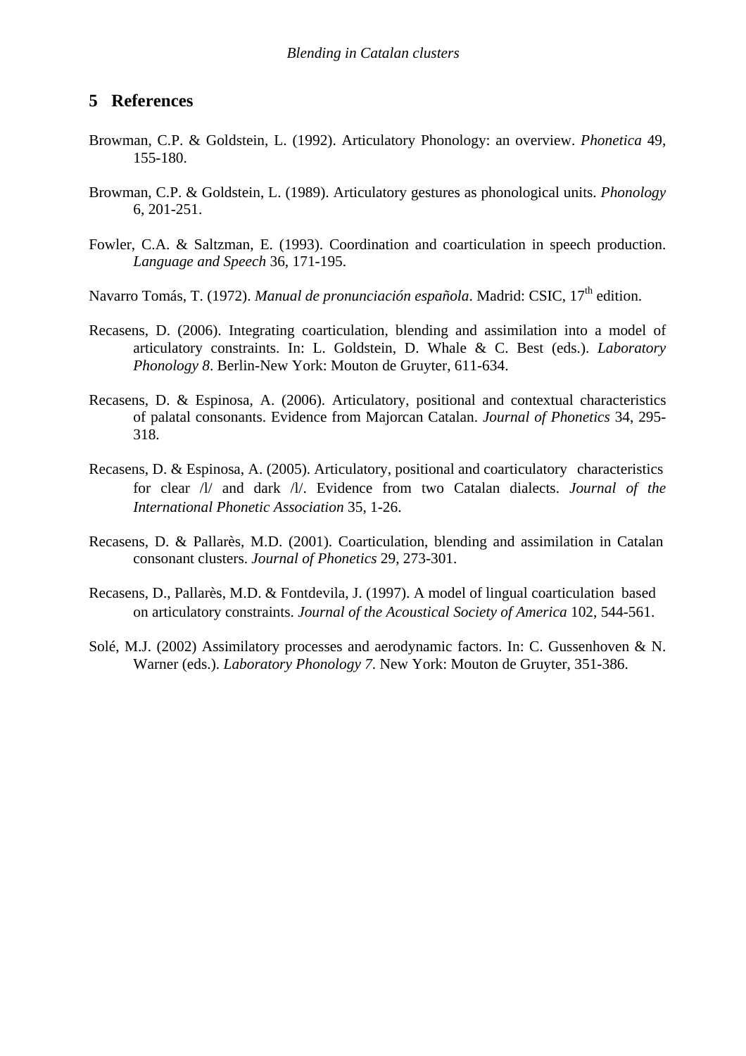## 5 References

Browman, C.P. & Goldstein, L. (1992). Articulatory Phonology: an overview. *Phonetica* 49, 155-180.

Browman, C.P. & Goldstein, L. (1989). Articulatory gestures as phonological units. *Phonology* 6, 201-251.

Fowler, C.A. & Saltzman, E. (1993). Coordination and coarticulation in speech production. *Language and Speech* 36, 171-195.

Navarro Tomás, T. (1972). *Manual de pronunciación española*. Madrid: CSIC, 17th edition.

Recasens, D. (2006). Integrating coarticulation, blending and assimilation into a model of articulatory constraints. In: L. Goldstein, D. Whale & C. Best (eds.). *Laboratory Phonology 8*. Berlin-New York: Mouton de Gruyter, 611-634.

Recasens, D. & Espinosa, A. (2006). Articulatory, positional and contextual characteristics of palatal consonants. Evidence from Majorcan Catalan. *Journal of Phonetics* 34, 295-318.

Recasens, D. & Espinosa, A. (2005). Articulatory, positional and coarticulatory characteristics for clear /l/ and dark /l/. Evidence from two Catalan dialects. *Journal of the International Phonetic Association* 35, 1-26.

Recasens, D. & Pallarès, M.D. (2001). Coarticulation, blending and assimilation in Catalan consonant clusters. *Journal of Phonetics* 29, 273-301.

Recasens, D., Pallarès, M.D. & Fontdevila, J. (1997). A model of lingual coarticulation based on articulatory constraints. *Journal of the Acoustical Society of America* 102, 544-561.

Solé, M.J. (2002) Assimilatory processes and aerodynamic factors. In: C. Gussenhoven & N. Warner (eds.). *Laboratory Phonology 7*. New York: Mouton de Gruyter, 351-386.